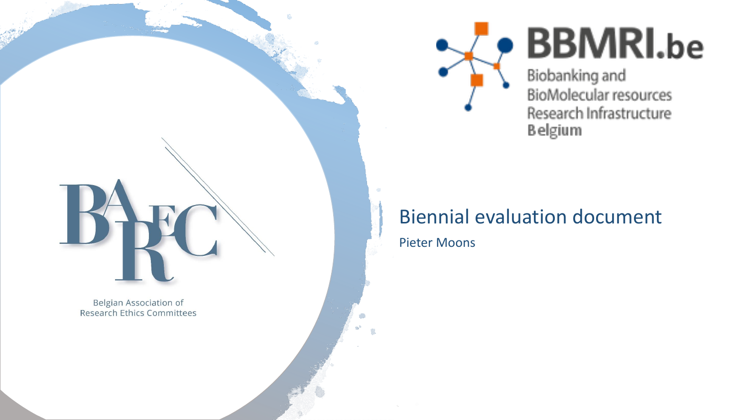BAREC

Belgian Association of Research Ethics Committees

BBMRI.be

Biobanking and BioMolecular resources Research Infrastructure Belgium

# Biennial evaluation document

Pieter Moons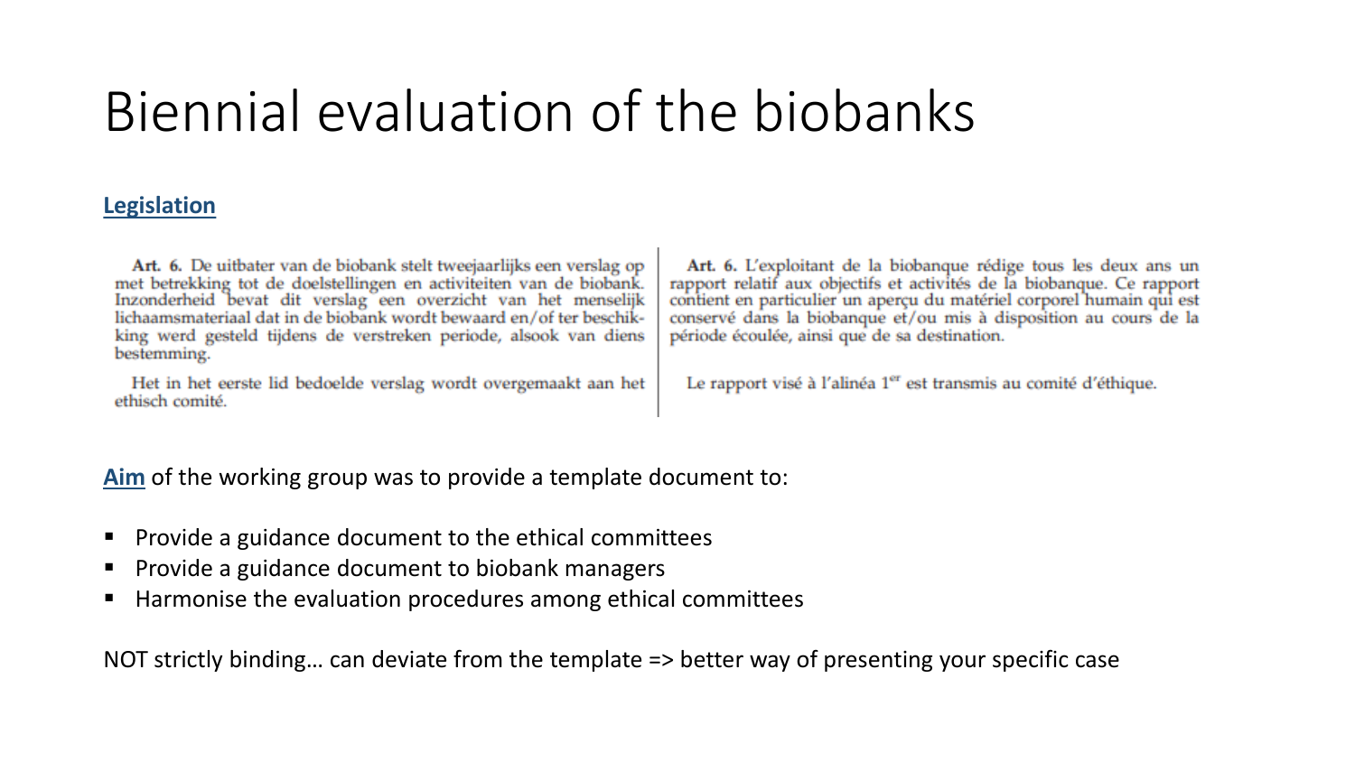# Biennial evaluation of the biobanks

**Legislation**

**Art. 6.** De uitbater van de biobank stelt tweejaarlijks een verslag op met betrekking tot de doelstellingen en activiteiten van de biobank. Inzonderheid bevat dit verslag een overzicht van het menselijk lichaamsmateriaal dat in de biobank wordt bewaard en/of ter beschikking werd gesteld tijdens de verstreken periode, alsook van diens bestemming.

Het in het eerste lid bedoelde verslag wordt overgemaakt aan het ethisch comité.

**Art. 6.** L'exploitant de la biobanque rédige tous les deux ans un rapport relatif aux objectifs et activités de la biobanque. Ce rapport contient en particulier un aperçu du matériel corporel humain qui est conservé dans la biobanque et/ou mis à disposition au cours de la période écoulée, ainsi que de sa destination.

Le rapport visé à l'alinéa 1[er] est transmis au comité d'éthique.

**Aim** of the working group was to provide a template document to:

- Provide a guidance document to the ethical committees
- Provide a guidance document to biobank managers
- Harmonise the evaluation procedures among ethical committees

NOT strictly binding… can deviate from the template => better way of presenting your specific case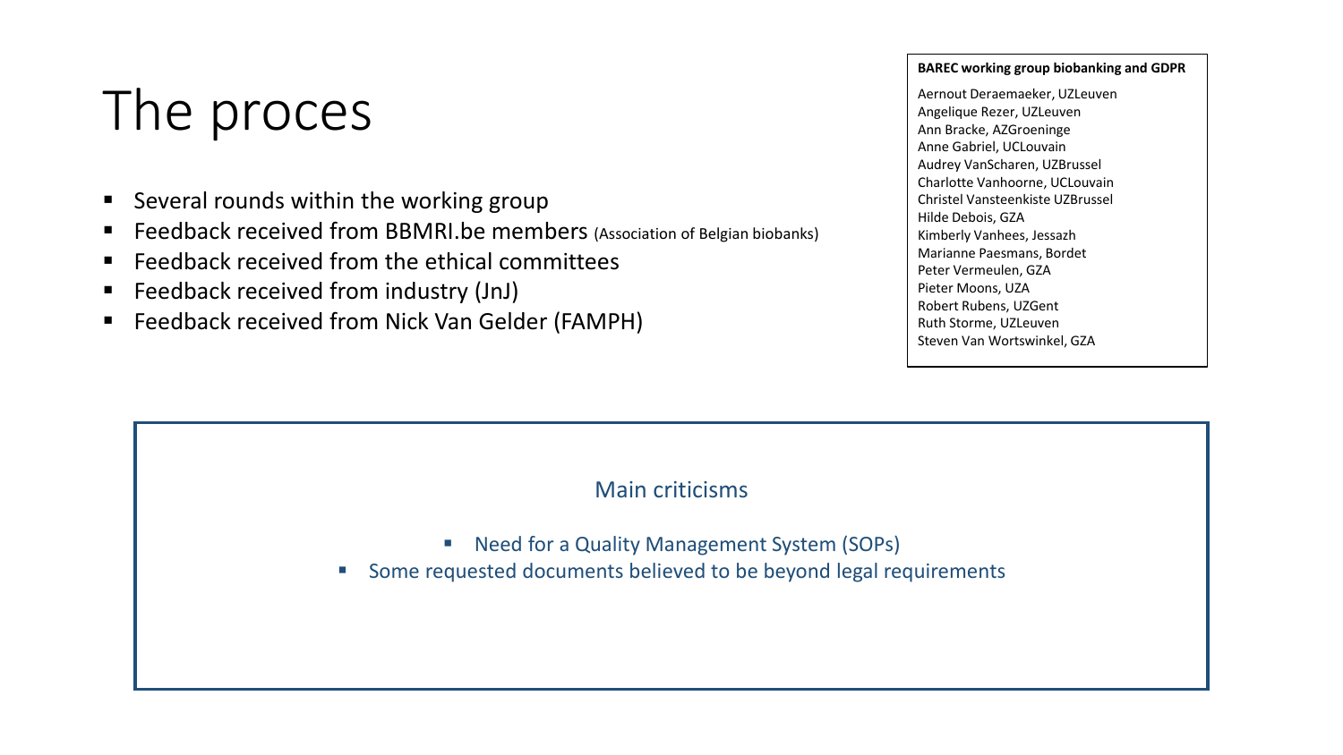# The proces

- Several rounds within the working group
- Feedback received from BBMRI.be members (Association of Belgian biobanks)
- Feedback received from the ethical committees
- Feedback received from industry (JnJ)
- Feedback received from Nick Van Gelder (FAMPH)

**BAREC working group biobanking and GDPR**

Aernout Deraemaeker, UZLeuven
Angelique Rezer, UZLeuven
Ann Bracke, AZGroeninge
Anne Gabriel, UCLouvain
Audrey VanScharen, UZBrussel
Charlotte Vanhoorne, UCLouvain
Christel Vansteenkiste UZBrussel
Hilde Debois, GZA
Kimberly Vanhees, Jessazh
Marianne Paesmans, Bordet
Peter Vermeulen, GZA
Pieter Moons, UZA
Robert Rubens, UZGent
Ruth Storme, UZLeuven
Steven Van Wortswinkel, GZA

Main criticisms

- Need for a Quality Management System (SOPs)
- Some requested documents believed to be beyond legal requirements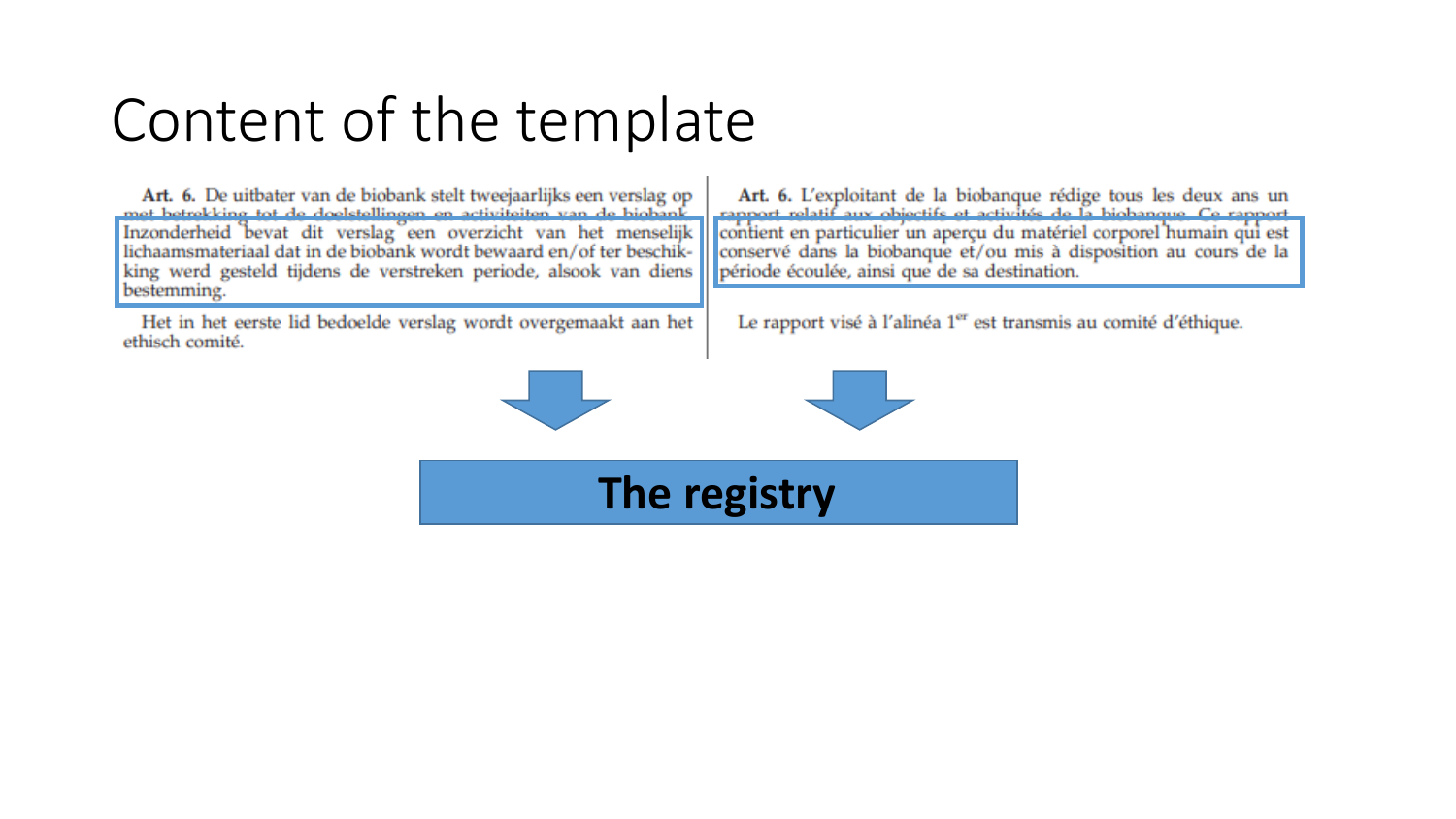# Content of the template

**Art. 6.** De uitbater van de biobank stelt tweejaarlijks een verslag op met betrekking tot de doelstellingen en activiteiten van de biobank. Inzonderheid bevat dit verslag een overzicht van het menselijk lichaamsmateriaal dat in de biobank wordt bewaard en/of ter beschikking werd gesteld tijdens de verstreken periode, alsook van diens bestemming.

Het in het eerste lid bedoelde verslag wordt overgemaakt aan het ethisch comité.

**Art. 6.** L'exploitant de la biobanque rédige tous les deux ans un rapport relatif aux objectifs et activités de la biobanque. Ce rapport contient en particulier un aperçu du matériel corporel humain qui est conservé dans la biobanque et/ou mis à disposition au cours de la période écoulée, ainsi que de sa destination.

Le rapport visé à l'alinéa 1er est transmis au comité d'éthique.

**The registry**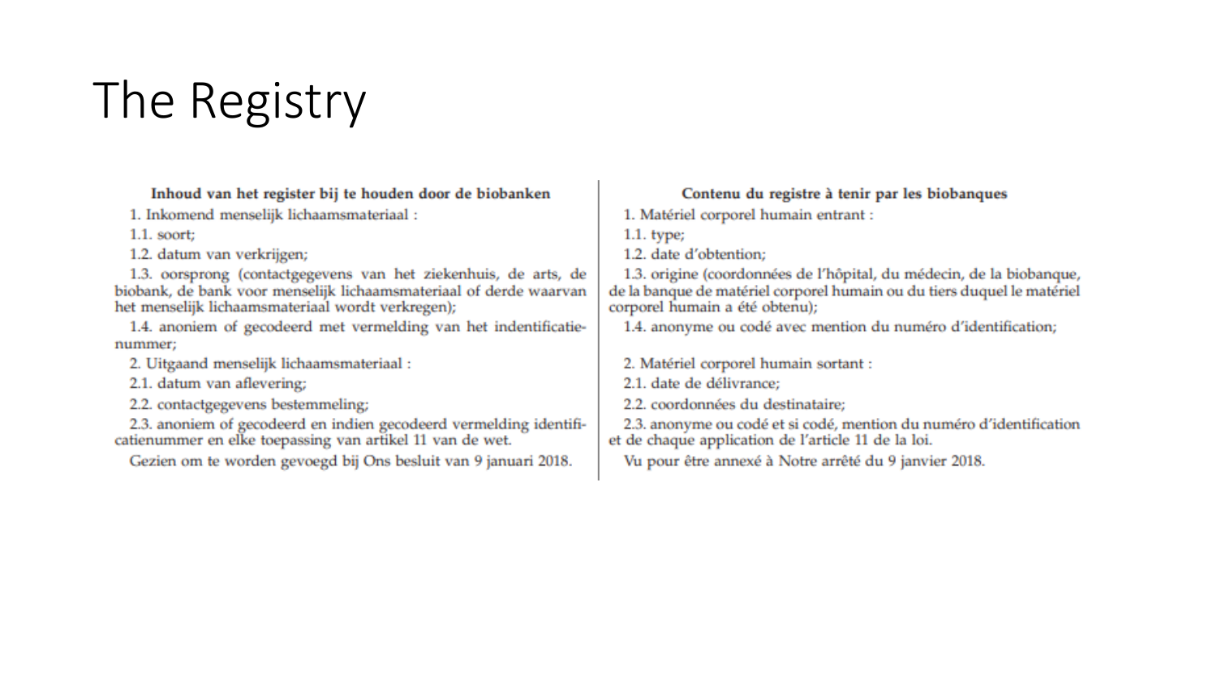# The Registry

**Inhoud van het register bij te houden door de biobanken**

1. Inkomend menselijk lichaamsmateriaal :

1.1. soort;

1.2. datum van verkrijgen;

1.3. oorsprong (contactgegevens van het ziekenhuis, de arts, de biobank, de bank voor menselijk lichaamsmateriaal of derde waarvan het menselijk lichaamsmateriaal wordt verkregen);

1.4. anoniem of gecodeerd met vermelding van het indentificatie-nummer;

2. Uitgaand menselijk lichaamsmateriaal :

2.1. datum van aflevering;

2.2. contactgegevens bestemmeling;

2.3. anoniem of gecodeerd en indien gecodeerd vermelding identificatienummer en elke toepassing van artikel 11 van de wet.

Gezien om te worden gevoegd bij Ons besluit van 9 januari 2018.

**Contenu du registre à tenir par les biobanques**

1. Matériel corporel humain entrant :

1.1. type;

1.2. date d'obtention;

1.3. origine (coordonnées de l'hôpital, du médecin, de la biobanque, de la banque de matériel corporel humain ou du tiers duquel le matériel corporel humain a été obtenu);

1.4. anonyme ou codé avec mention du numéro d'identification;

2. Matériel corporel humain sortant :

2.1. date de délivrance;

2.2. coordonnées du destinataire;

2.3. anonyme ou codé et si codé, mention du numéro d'identification et de chaque application de l'article 11 de la loi.

Vu pour être annexé à Notre arrêté du 9 janvier 2018.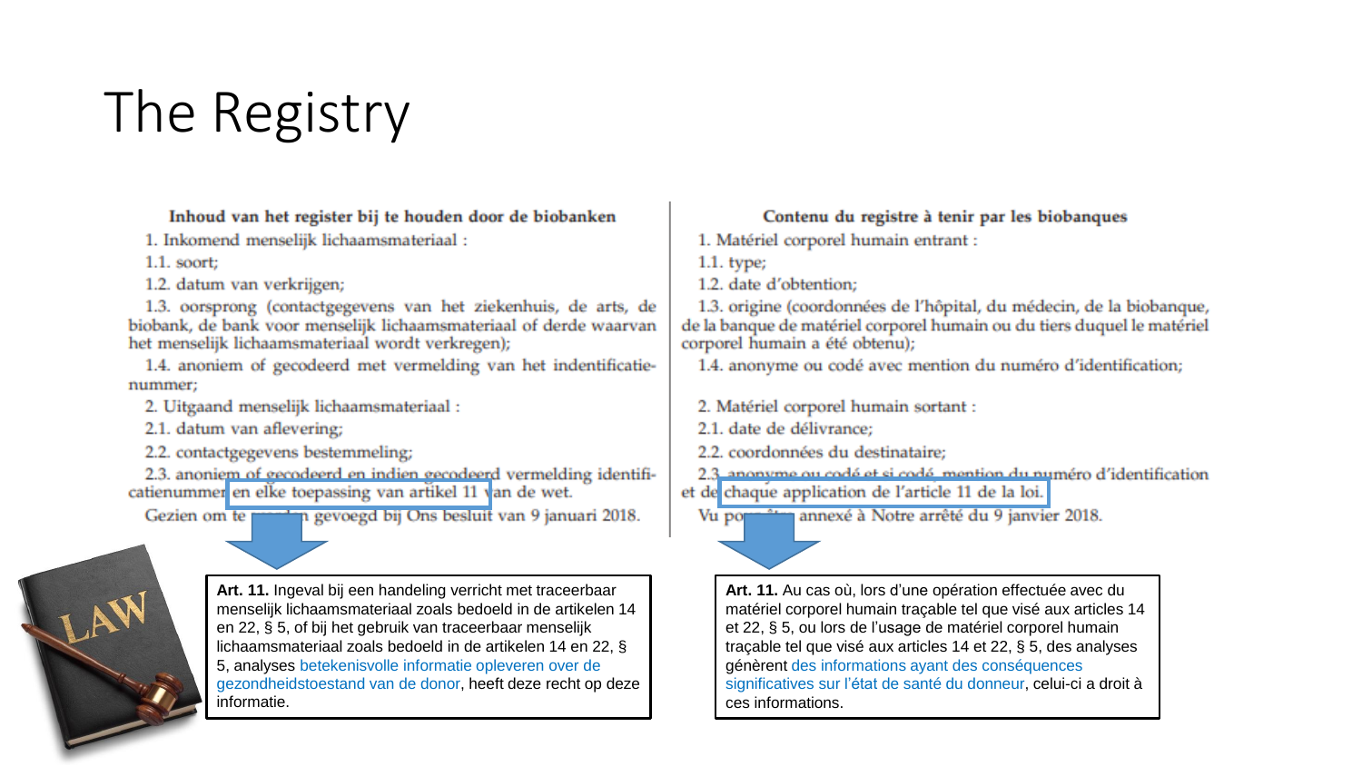# The Registry

**Inhoud van het register bij te houden door de biobanken**

1. Inkomend menselijk lichaamsmateriaal :

1.1. soort;

1.2. datum van verkrijgen;

1.3. oorsprong (contactgegevens van het ziekenhuis, de arts, de biobank, de bank voor menselijk lichaamsmateriaal of derde waarvan het menselijk lichaamsmateriaal wordt verkregen);

1.4. anoniem of gecodeerd met vermelding van het identificatienummer;

2. Uitgaand menselijk lichaamsmateriaal :

2.1. datum van aflevering;

2.2. contactgegevens bestemmeling;

2.3. anoniem of gecodeerd en indien gecodeerd vermelding identificatienummer en elke toepassing van artikel 11 van de wet.

Gezien om te worden gevoegd bij Ons besluit van 9 januari 2018.

**Art. 11.** Ingeval bij een handeling verricht met traceerbaar menselijk lichaamsmateriaal zoals bedoeld in de artikelen 14 en 22, § 5, of bij het gebruik van traceerbaar menselijk lichaamsmateriaal zoals bedoeld in de artikelen 14 en 22, § 5, analyses betekenisvolle informatie opleveren over de gezondheidstoestand van de donor, heeft deze recht op deze informatie.

**Contenu du registre à tenir par les biobanques**

1. Matériel corporel humain entrant :

1.1. type;

1.2. date d'obtention;

1.3. origine (coordonnées de l'hôpital, du médecin, de la biobanque, de la banque de matériel corporel humain ou du tiers duquel le matériel corporel humain a été obtenu);

1.4. anonyme ou codé avec mention du numéro d'identification;

2. Matériel corporel humain sortant :

2.1. date de délivrance;

2.2. coordonnées du destinataire;

2.3. anonyme ou codé et si codé, mention du numéro d'identification et de chaque application de l'article 11 de la loi.

Vu pour être annexé à Notre arrêté du 9 janvier 2018.

**Art. 11.** Au cas où, lors d'une opération effectuée avec du matériel corporel humain traçable tel que visé aux articles 14 et 22, § 5, ou lors de l'usage de matériel corporel humain traçable tel que visé aux articles 14 et 22, § 5, des analyses génèrent des informations ayant des conséquences significatives sur l'état de santé du donneur, celui-ci a droit à ces informations.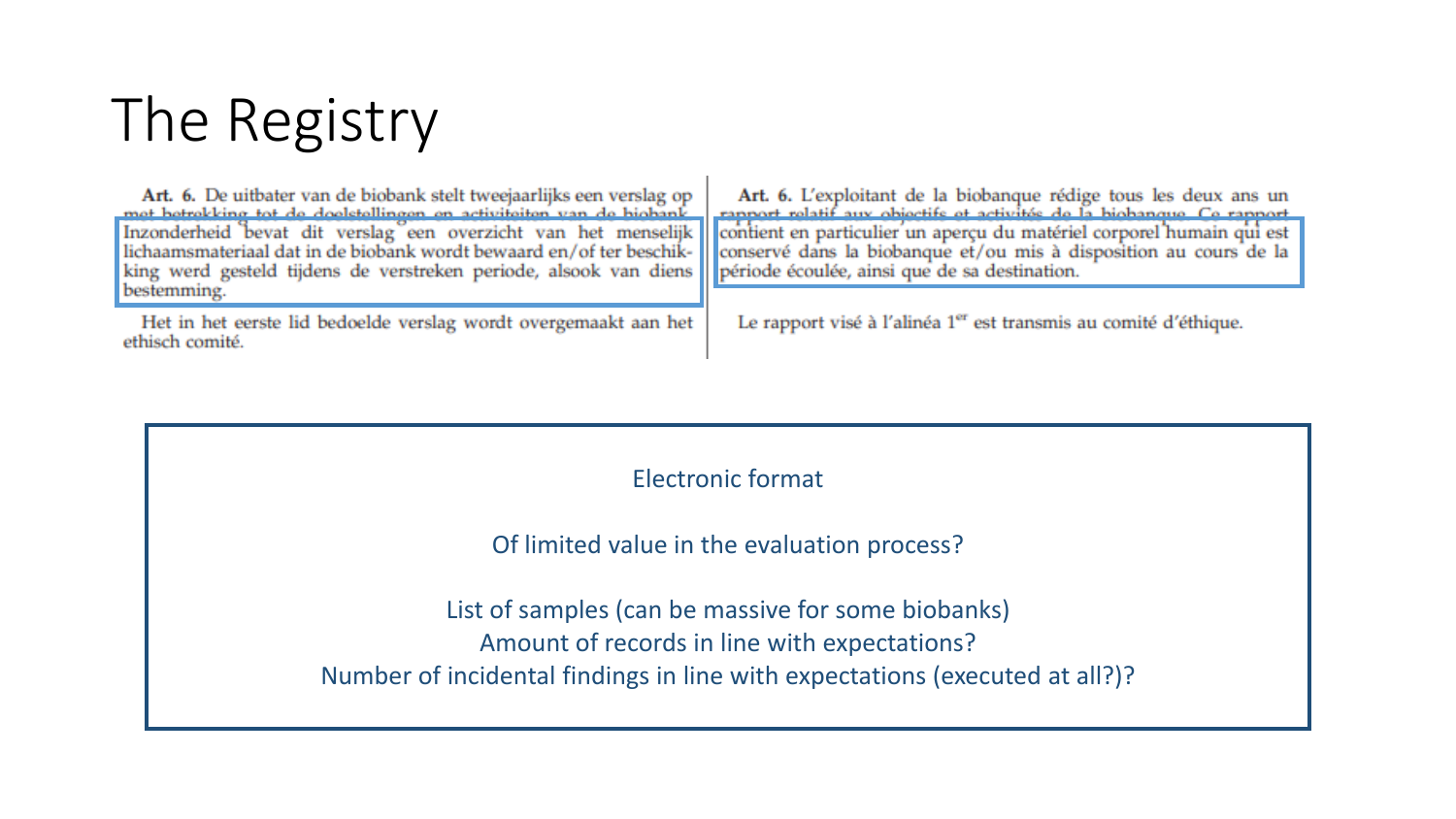# The Registry

**Art. 6.** De uitbater van de biobank stelt tweejaarlijks een verslag op met betrekking tot de doelstellingen en activiteiten van de biobank. Inzonderheid bevat dit verslag een overzicht van het menselijk lichaamsmateriaal dat in de biobank wordt bewaard en/of ter beschikking werd gesteld tijdens de verstreken periode, alsook van diens bestemming.

Het in het eerste lid bedoelde verslag wordt overgemaakt aan het ethisch comité.

**Art. 6.** L'exploitant de la biobanque rédige tous les deux ans un rapport relatif aux objectifs et activités de la biobanque. Ce rapport contient en particulier un aperçu du matériel corporel humain qui est conservé dans la biobanque et/ou mis à disposition au cours de la période écoulée, ainsi que de sa destination.

Le rapport visé à l'alinéa 1[er] est transmis au comité d'éthique.

Electronic format

Of limited value in the evaluation process?

List of samples (can be massive for some biobanks)
Amount of records in line with expectations?
Number of incidental findings in line with expectations (executed at all?)?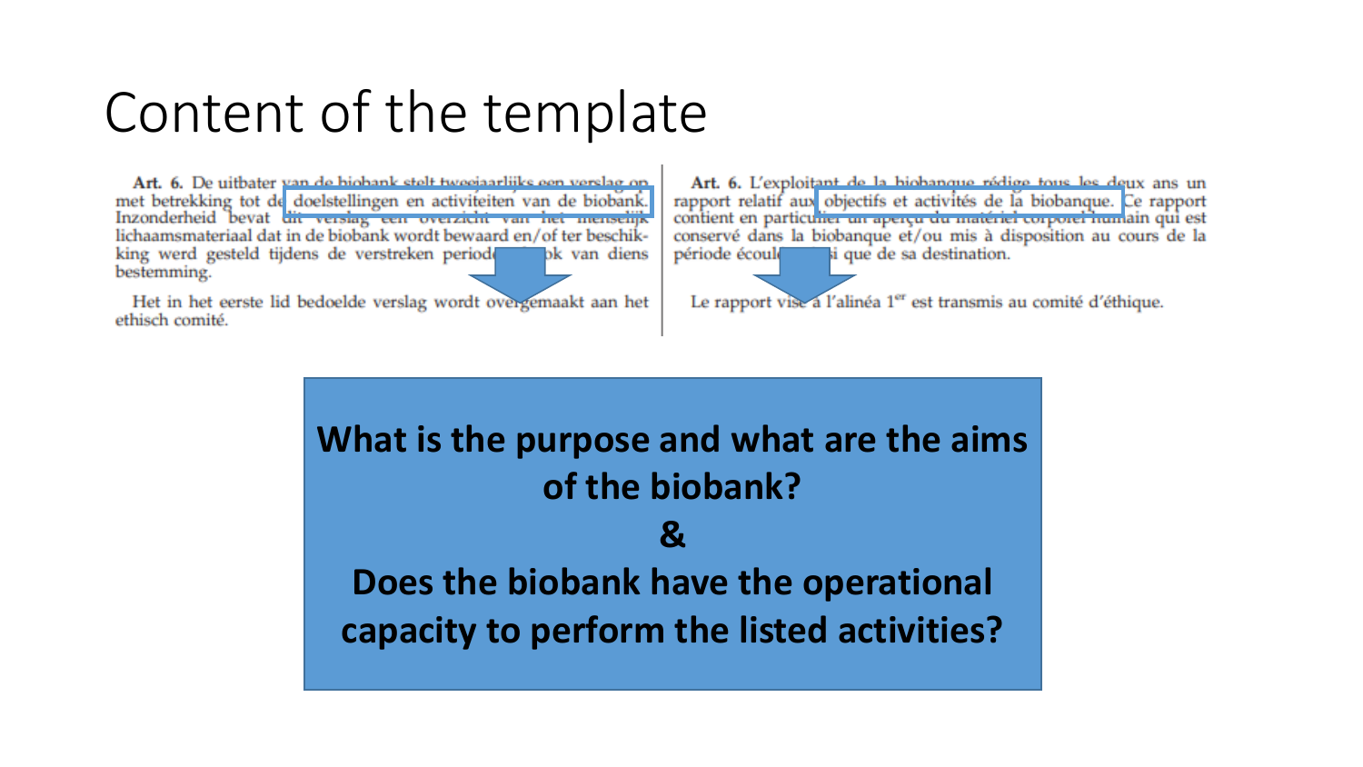# Content of the template

**Art. 6.** De uitbater van de biobank stelt tweejaarlijks een verslag op met betrekking tot de doelstellingen en activiteiten van de biobank. Inzonderheid bevat dit verslag een overzicht van het menselijk lichaamsmateriaal dat in de biobank wordt bewaard en/of ter beschikking werd gesteld tijdens de verstreken periode, alsook van diens bestemming.

Het in het eerste lid bedoelde verslag wordt overgemaakt aan het ethisch comité.

**Art. 6.** L'exploitant de la biobanque rédige tous les deux ans un rapport relatif aux objectifs et activités de la biobanque. Ce rapport contient en particulier un aperçu du matériel corporel humain qui est conservé dans la biobanque et/ou mis à disposition au cours de la période écoulée, ainsi que de sa destination.

Le rapport visé à l'alinéa 1er est transmis au comité d'éthique.

**What is the purpose and what are the aims of the biobank?**

**&**

**Does the biobank have the operational capacity to perform the listed activities?**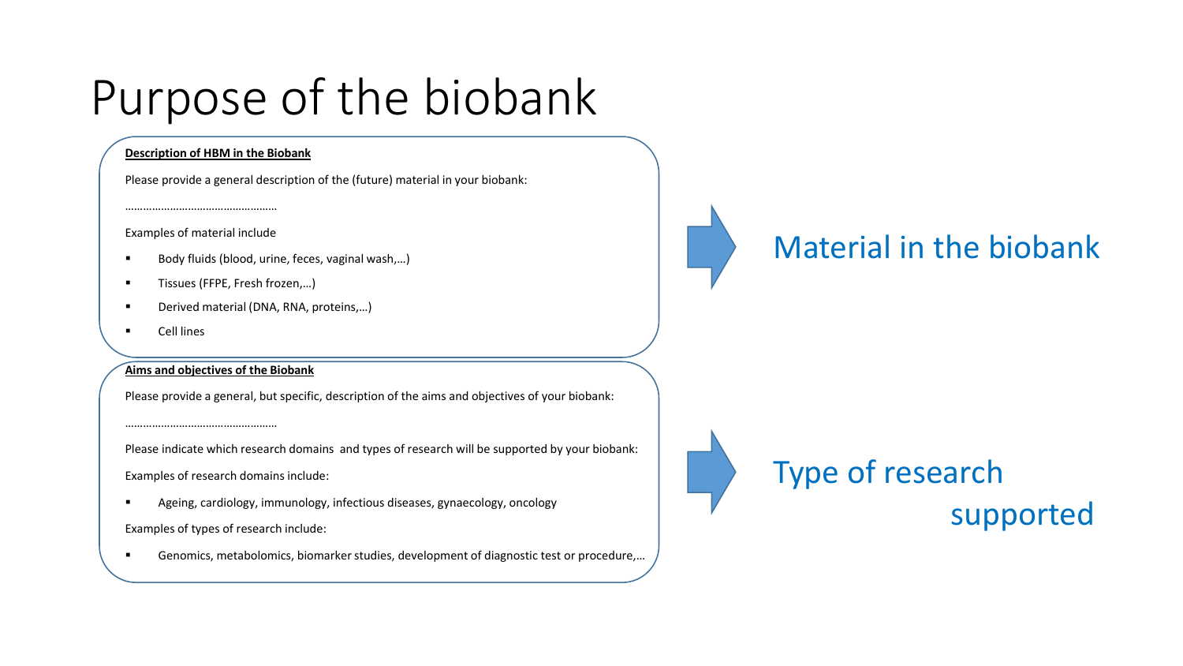# Purpose of the biobank

**Description of HBM in the Biobank**

Please provide a general description of the (future) material in your biobank:

…………………………………………

Examples of material include

- Body fluids (blood, urine, feces, vaginal wash,…)
- Tissues (FFPE, Fresh frozen,…)
- Derived material (DNA, RNA, proteins,…)
- Cell lines

**Aims and objectives of the Biobank**

Please provide a general, but specific, description of the aims and objectives of your biobank:

…………………………………………

Please indicate which research domains and types of research will be supported by your biobank:

Examples of research domains include:

- Ageing, cardiology, immunology, infectious diseases, gynaecology, oncology

Examples of types of research include:

- Genomics, metabolomics, biomarker studies, development of diagnostic test or procedure,…

→ Material in the biobank

→ Type of research supported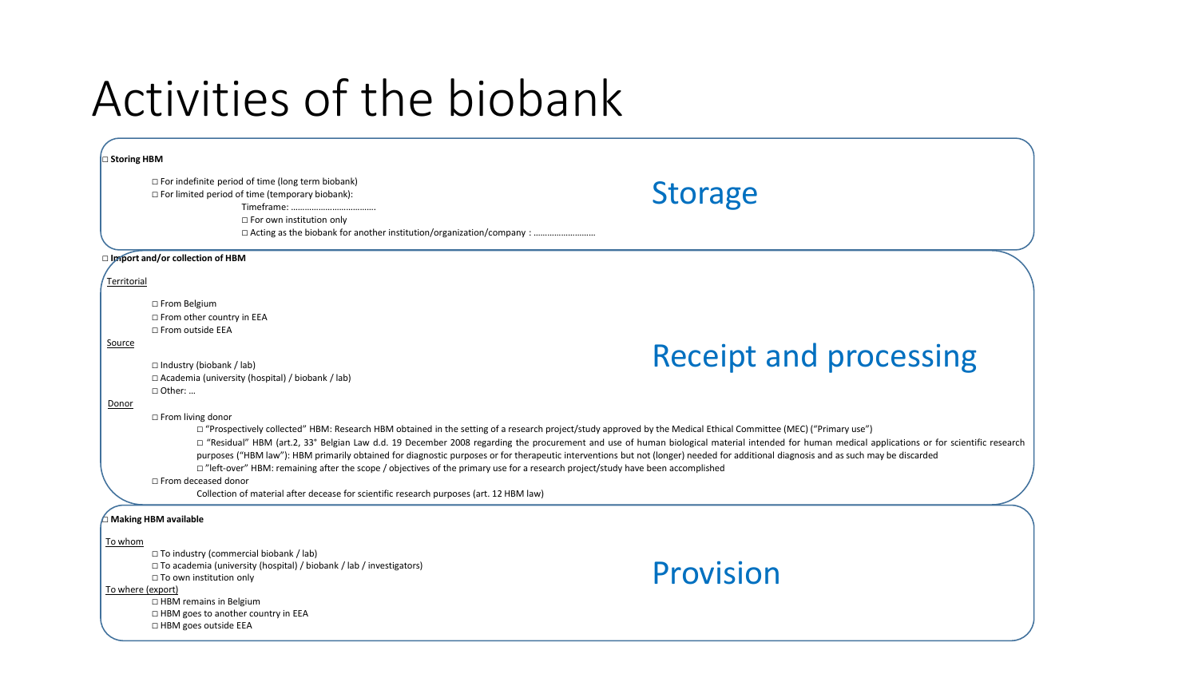# Activities of the biobank

## Storage

□ **Storing HBM**

- □ For indefinite period of time (long term biobank)
- □ For limited period of time (temporary biobank):
  - Timeframe: ……………………………….
  - □ For own institution only
  - □ Acting as the biobank for another institution/organization/company : ………………………

## Receipt and processing

□ **Import and/or collection of HBM**

Territorial

- □ From Belgium
- □ From other country in EEA
- □ From outside EEA

Source

- □ Industry (biobank / lab)
- □ Academia (university (hospital) / biobank / lab)
- □ Other: …

Donor

- □ From living donor
  - □ "Prospectively collected" HBM: Research HBM obtained in the setting of a research project/study approved by the Medical Ethical Committee (MEC) ("Primary use")
  - □ "Residual" HBM (art.2, 33° Belgian Law d.d. 19 December 2008 regarding the procurement and use of human biological material intended for human medical applications or for scientific research purposes ("HBM law"): HBM primarily obtained for diagnostic purposes or for therapeutic interventions but not (longer) needed for additional diagnosis and as such may be discarded
  - □ "left-over" HBM: remaining after the scope / objectives of the primary use for a research project/study have been accomplished
- □ From deceased donor
  - Collection of material after decease for scientific research purposes (art. 12 HBM law)

## Provision

□ **Making HBM available**

To whom

- □ To industry (commercial biobank / lab)
- □ To academia (university (hospital) / biobank / lab / investigators)
- □ To own institution only

To where (export)

- □ HBM remains in Belgium
- □ HBM goes to another country in EEA
- □ HBM goes outside EEA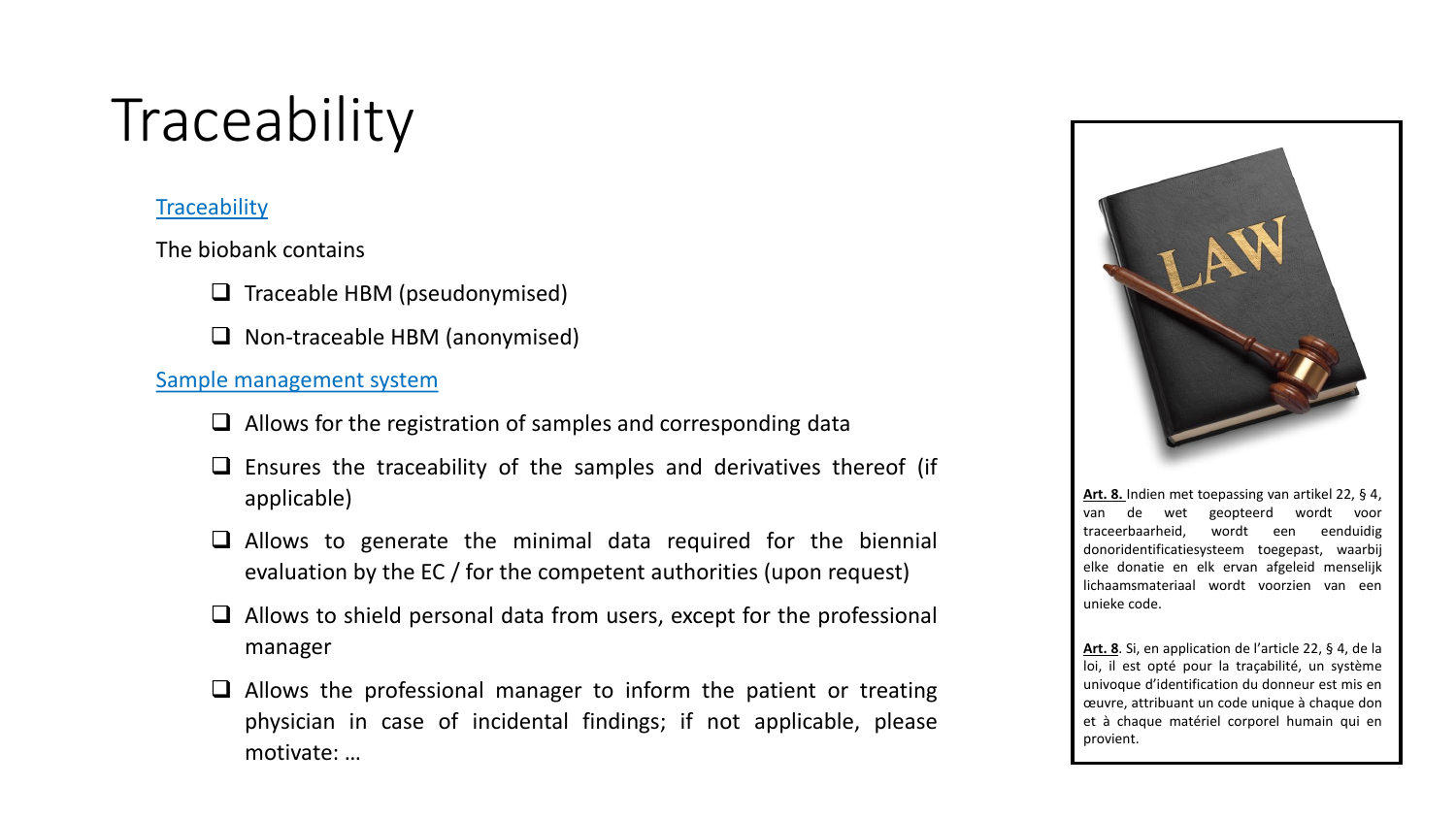# Traceability

Traceability

The biobank contains

- ❑ Traceable HBM (pseudonymised)
- ❑ Non-traceable HBM (anonymised)

Sample management system

- ❑ Allows for the registration of samples and corresponding data
- ❑ Ensures the traceability of the samples and derivatives thereof (if applicable)
- ❑ Allows to generate the minimal data required for the biennial evaluation by the EC / for the competent authorities (upon request)
- ❑ Allows to shield personal data from users, except for the professional manager
- ❑ Allows the professional manager to inform the patient or treating physician in case of incidental findings; if not applicable, please motivate: …

**Art. 8.** Indien met toepassing van artikel 22, § 4, van de wet geopteerd wordt voor traceerbaarheid, wordt een eenduidig donoridentificatiesysteem toegepast, waarbij elke donatie en elk ervan afgeleid menselijk lichaamsmateriaal wordt voorzien van een unieke code.

**Art. 8**. Si, en application de l'article 22, § 4, de la loi, il est opté pour la traçabilité, un système univoque d'identification du donneur est mis en œuvre, attribuant un code unique à chaque don et à chaque matériel corporel humain qui en provient.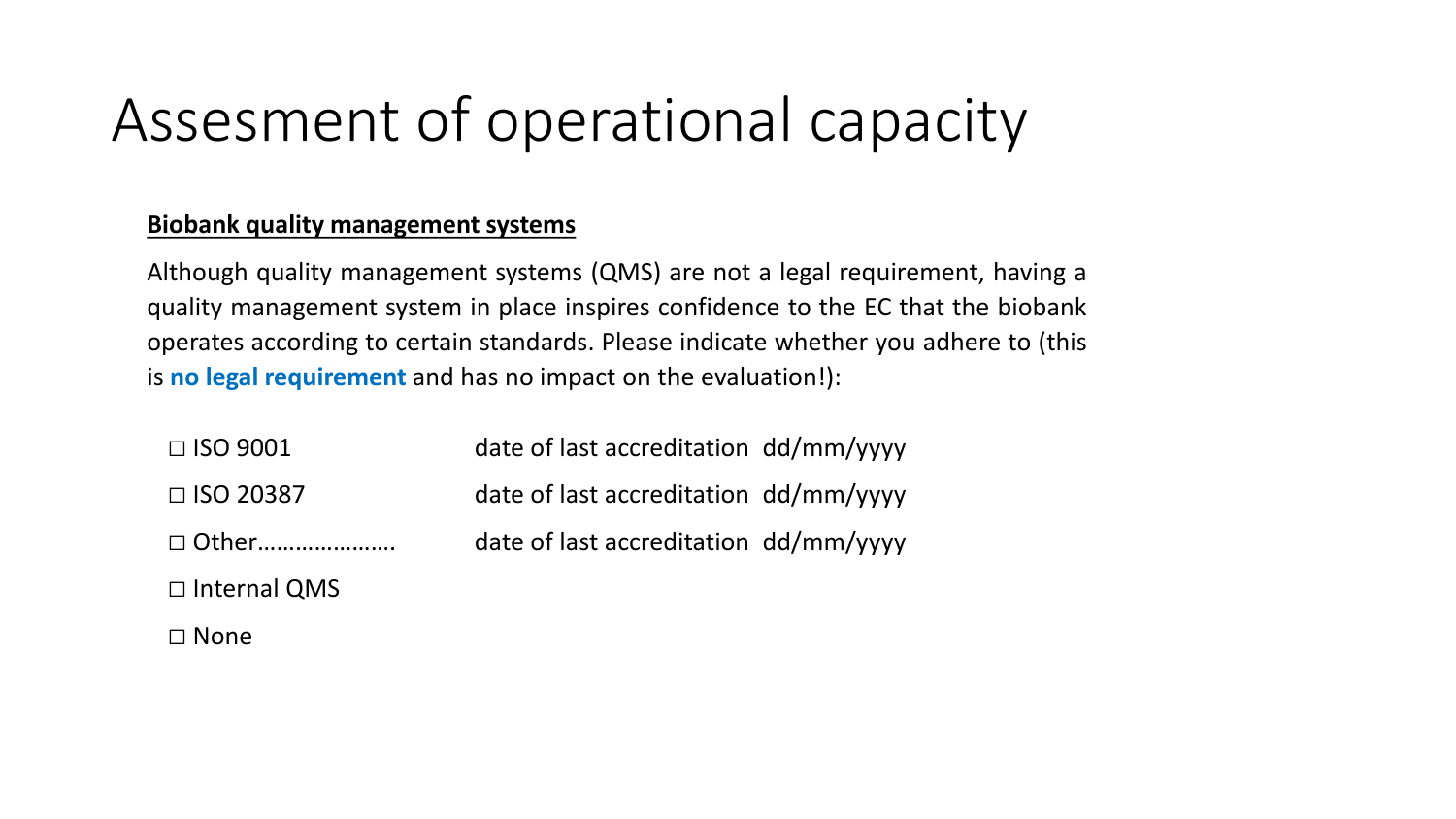# Assesment of operational capacity

**Biobank quality management systems**

Although quality management systems (QMS) are not a legal requirement, having a quality management system in place inspires confidence to the EC that the biobank operates according to certain standards. Please indicate whether you adhere to (this is **no legal requirement** and has no impact on the evaluation!):

- □ ISO 9001 — date of last accreditation dd/mm/yyyy
- □ ISO 20387 — date of last accreditation dd/mm/yyyy
- □ Other………………… — date of last accreditation dd/mm/yyyy
- □ Internal QMS
- □ None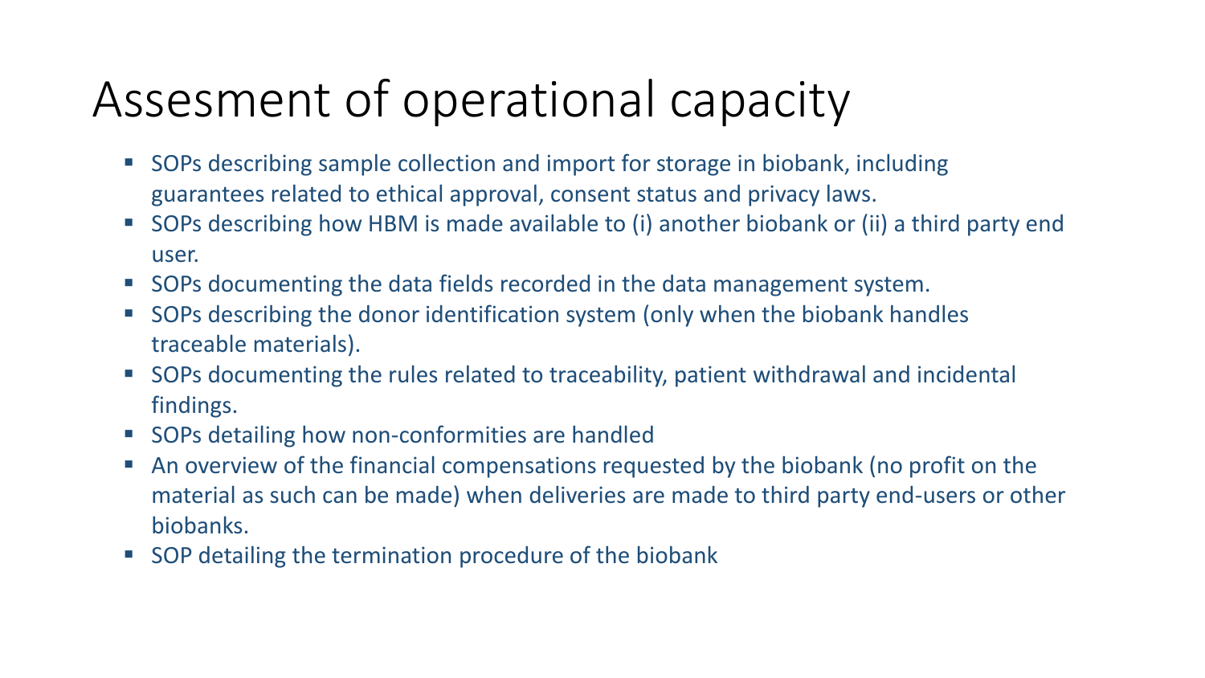# Assesment of operational capacity

- SOPs describing sample collection and import for storage in biobank, including guarantees related to ethical approval, consent status and privacy laws.
- SOPs describing how HBM is made available to (i) another biobank or (ii) a third party end user.
- SOPs documenting the data fields recorded in the data management system.
- SOPs describing the donor identification system (only when the biobank handles traceable materials).
- SOPs documenting the rules related to traceability, patient withdrawal and incidental findings.
- SOPs detailing how non-conformities are handled
- An overview of the financial compensations requested by the biobank (no profit on the material as such can be made) when deliveries are made to third party end-users or other biobanks.
- SOP detailing the termination procedure of the biobank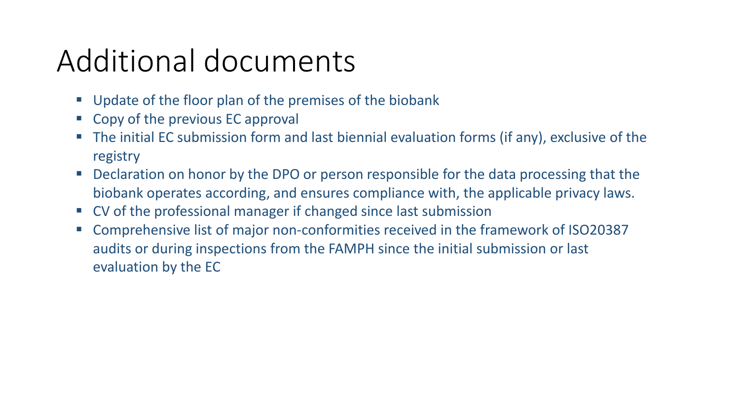# Additional documents

- Update of the floor plan of the premises of the biobank
- Copy of the previous EC approval
- The initial EC submission form and last biennial evaluation forms (if any), exclusive of the registry
- Declaration on honor by the DPO or person responsible for the data processing that the biobank operates according, and ensures compliance with, the applicable privacy laws.
- CV of the professional manager if changed since last submission
- Comprehensive list of major non-conformities received in the framework of ISO20387 audits or during inspections from the FAMPH since the initial submission or last evaluation by the EC